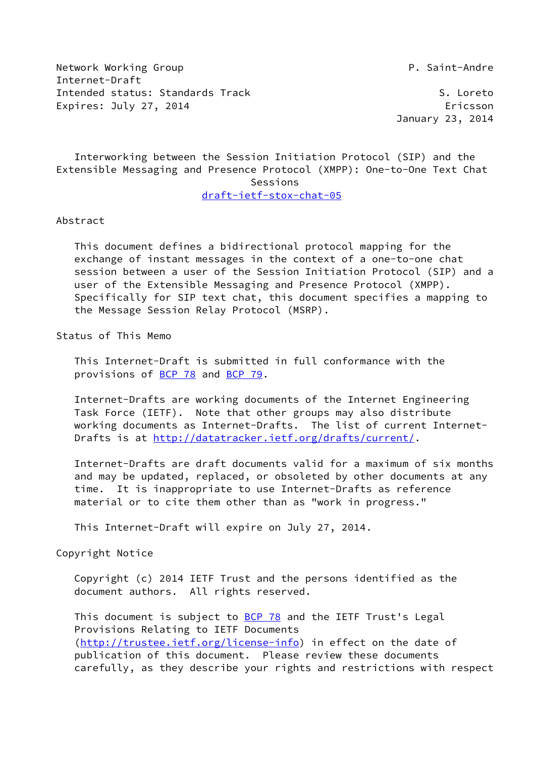Network Working Group P. Saint-Andre
Internet-Draft
Intended status: Standards Track S. Loreto
Expires: July 27, 2014 Ericsson
January 23, 2014

# Interworking between the Session Initiation Protocol (SIP) and the Extensible Messaging and Presence Protocol (XMPP): One-to-One Text Chat Sessions

draft-ietf-stox-chat-05

## Abstract

This document defines a bidirectional protocol mapping for the exchange of instant messages in the context of a one-to-one chat session between a user of the Session Initiation Protocol (SIP) and a user of the Extensible Messaging and Presence Protocol (XMPP). Specifically for SIP text chat, this document specifies a mapping to the Message Session Relay Protocol (MSRP).

## Status of This Memo

This Internet-Draft is submitted in full conformance with the provisions of BCP 78 and BCP 79.

Internet-Drafts are working documents of the Internet Engineering Task Force (IETF). Note that other groups may also distribute working documents as Internet-Drafts. The list of current Internet-Drafts is at http://datatracker.ietf.org/drafts/current/.

Internet-Drafts are draft documents valid for a maximum of six months and may be updated, replaced, or obsoleted by other documents at any time. It is inappropriate to use Internet-Drafts as reference material or to cite them other than as "work in progress."

This Internet-Draft will expire on July 27, 2014.

## Copyright Notice

Copyright (c) 2014 IETF Trust and the persons identified as the document authors. All rights reserved.

This document is subject to BCP 78 and the IETF Trust's Legal Provisions Relating to IETF Documents (http://trustee.ietf.org/license-info) in effect on the date of publication of this document. Please review these documents carefully, as they describe your rights and restrictions with respect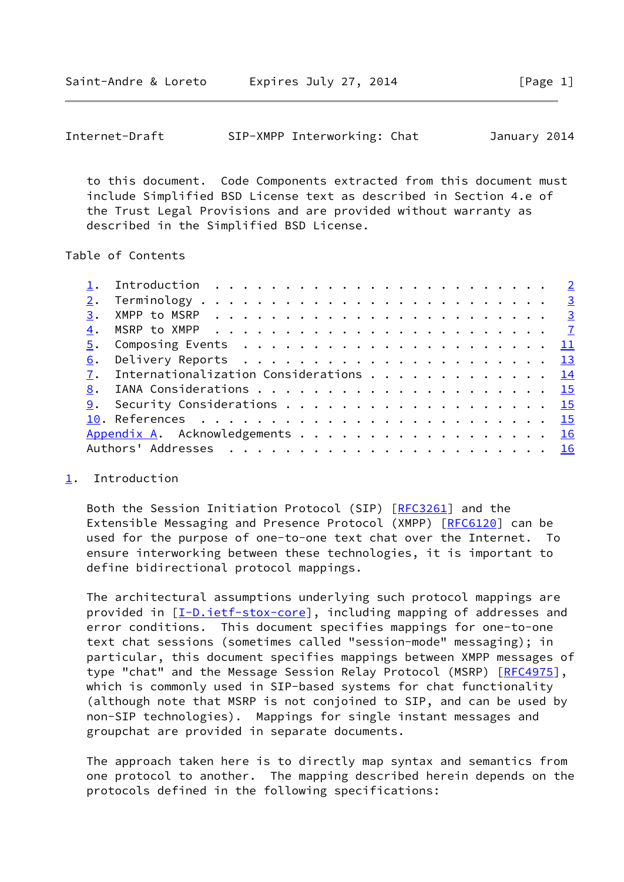to this document. Code Components extracted from this document must include Simplified BSD License text as described in Section 4.e of the Trust Legal Provisions and are provided without warranty as described in the Simplified BSD License.

## Table of Contents

1. Introduction . . . . . . . . . . . . . . . . . . . . . . . . 2
2. Terminology . . . . . . . . . . . . . . . . . . . . . . . . 3
3. XMPP to MSRP . . . . . . . . . . . . . . . . . . . . . . . . 3
4. MSRP to XMPP . . . . . . . . . . . . . . . . . . . . . . . . 7
5. Composing Events . . . . . . . . . . . . . . . . . . . . . . 11
6. Delivery Reports . . . . . . . . . . . . . . . . . . . . . . 13
7. Internationalization Considerations . . . . . . . . . . . . . 14
8. IANA Considerations . . . . . . . . . . . . . . . . . . . . . 15
9. Security Considerations . . . . . . . . . . . . . . . . . . . 15
10. References . . . . . . . . . . . . . . . . . . . . . . . . . 15

Appendix A. Acknowledgements . . . . . . . . . . . . . . . . . . . 16

Authors' Addresses . . . . . . . . . . . . . . . . . . . . . . . . 16

## 1. Introduction

Both the Session Initiation Protocol (SIP) [RFC3261] and the Extensible Messaging and Presence Protocol (XMPP) [RFC6120] can be used for the purpose of one-to-one text chat over the Internet. To ensure interworking between these technologies, it is important to define bidirectional protocol mappings.

The architectural assumptions underlying such protocol mappings are provided in [I-D.ietf-stox-core], including mapping of addresses and error conditions. This document specifies mappings for one-to-one text chat sessions (sometimes called "session-mode" messaging); in particular, this document specifies mappings between XMPP messages of type "chat" and the Message Session Relay Protocol (MSRP) [RFC4975], which is commonly used in SIP-based systems for chat functionality (although note that MSRP is not conjoined to SIP, and can be used by non-SIP technologies). Mappings for single instant messages and groupchat are provided in separate documents.

The approach taken here is to directly map syntax and semantics from one protocol to another. The mapping described herein depends on the protocols defined in the following specifications: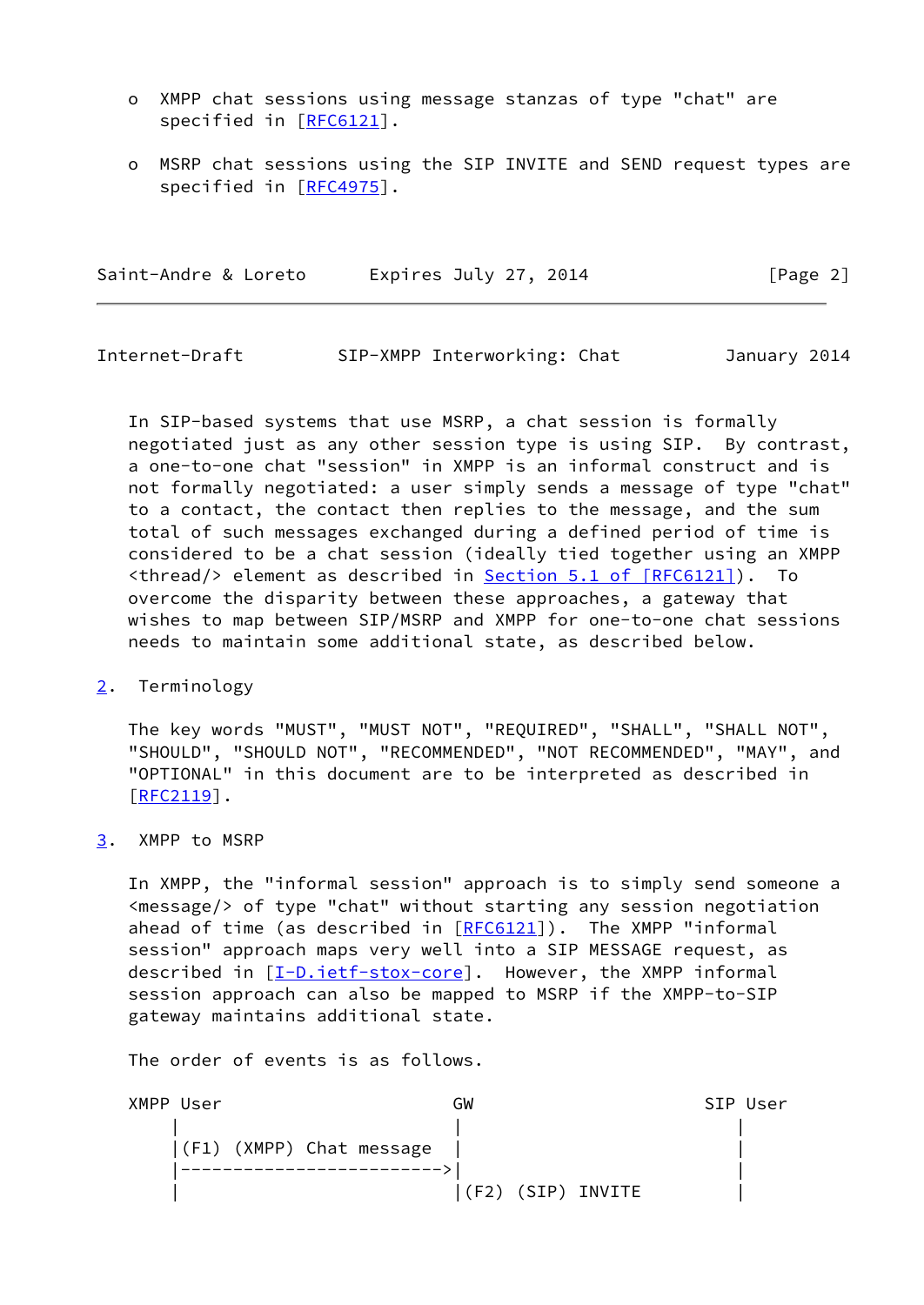- XMPP chat sessions using message stanzas of type "chat" are specified in [RFC6121].

- MSRP chat sessions using the SIP INVITE and SEND request types are specified in [RFC4975].

In SIP-based systems that use MSRP, a chat session is formally negotiated just as any other session type is using SIP. By contrast, a one-to-one chat "session" in XMPP is an informal construct and is not formally negotiated: a user simply sends a message of type "chat" to a contact, the contact then replies to the message, and the sum total of such messages exchanged during a defined period of time is considered to be a chat session (ideally tied together using an XMPP <thread/> element as described in Section 5.1 of [RFC6121]). To overcome the disparity between these approaches, a gateway that wishes to map between SIP/MSRP and XMPP for one-to-one chat sessions needs to maintain some additional state, as described below.

## 2. Terminology

The key words "MUST", "MUST NOT", "REQUIRED", "SHALL", "SHALL NOT", "SHOULD", "SHOULD NOT", "RECOMMENDED", "NOT RECOMMENDED", "MAY", and "OPTIONAL" in this document are to be interpreted as described in [RFC2119].

## 3. XMPP to MSRP

In XMPP, the "informal session" approach is to simply send someone a <message/> of type "chat" without starting any session negotiation ahead of time (as described in [RFC6121]). The XMPP "informal session" approach maps very well into a SIP MESSAGE request, as described in [I-D.ietf-stox-core]. However, the XMPP informal session approach can also be mapped to MSRP if the XMPP-to-SIP gateway maintains additional state.

The order of events is as follows.

```
XMPP User                      GW                         SIP User
     |                          |                              |
     |(F1) (XMPP) Chat message  |                              |
     |------------------------->|                              |
     |                          |(F2) (SIP) INVITE             |
```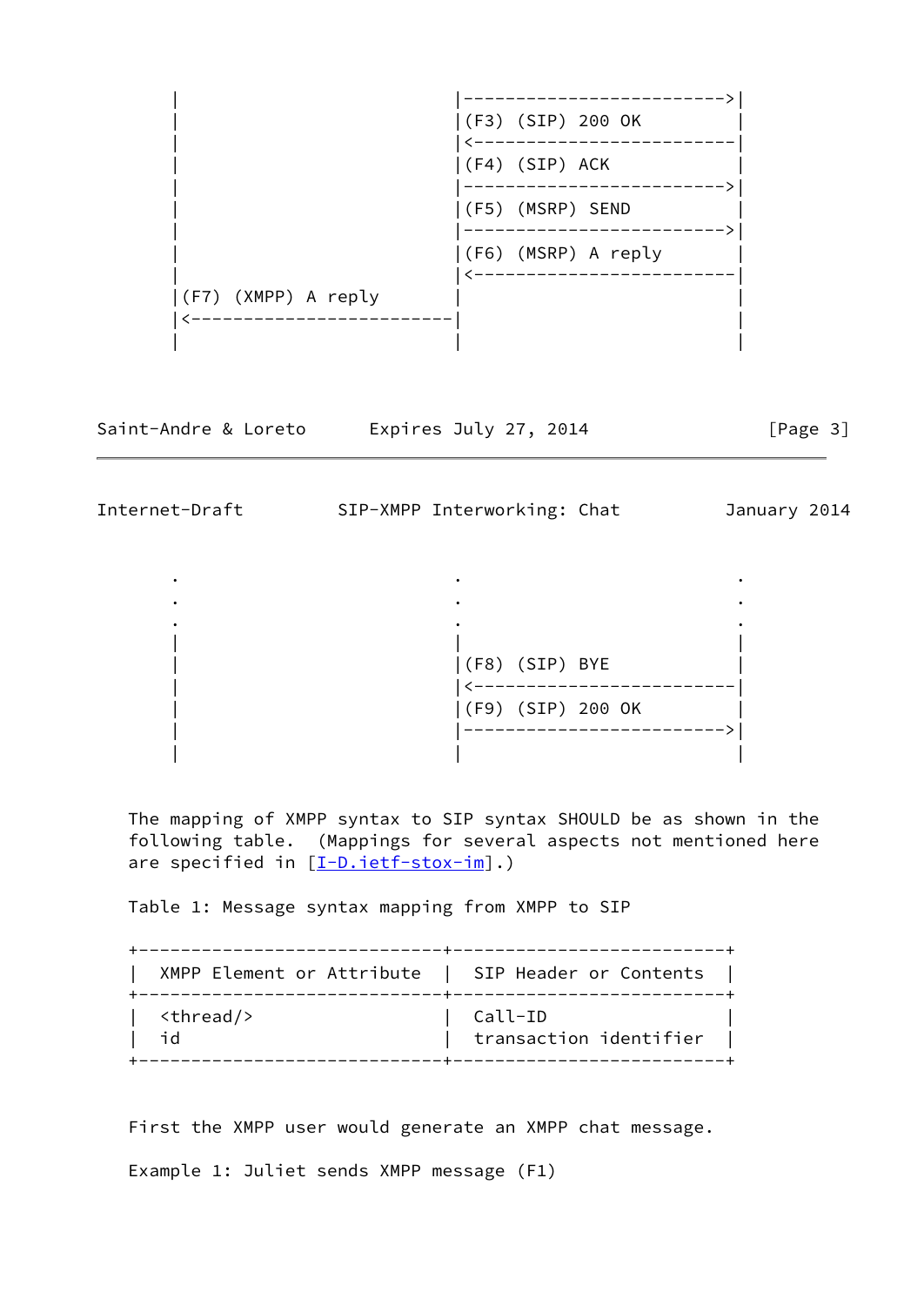```
        |                          |------------------------->|
        |                          |(F3) (SIP) 200 OK         |
        |                          |<-------------------------|
        |                          |(F4) (SIP) ACK            |
        |                          |------------------------->|
        |                          |(F5) (MSRP) SEND          |
        |                          |------------------------->|
        |                          |(F6) (MSRP) A reply       |
        |                          |<-------------------------|
        |(F7) (XMPP) A reply       |                          |
        |<-------------------------|                          |
        |                          |                          |
```

```
        .                          .                          .
        .                          .                          .
        .                          .                          .
        |                          |                          |
        |                          |(F8) (SIP) BYE            |
        |                          |<-------------------------|
        |                          |(F9) (SIP) 200 OK         |
        |                          |------------------------->|
        |                          |                          |
```

The mapping of XMPP syntax to SIP syntax SHOULD be as shown in the following table. (Mappings for several aspects not mentioned here are specified in [I-D.ietf-stox-im].)

Table 1: Message syntax mapping from XMPP to SIP

| XMPP Element or Attribute | SIP Header or Contents |
|---|---|
| <thread/> | Call-ID |
| id | transaction identifier |

First the XMPP user would generate an XMPP chat message.

Example 1: Juliet sends XMPP message (F1)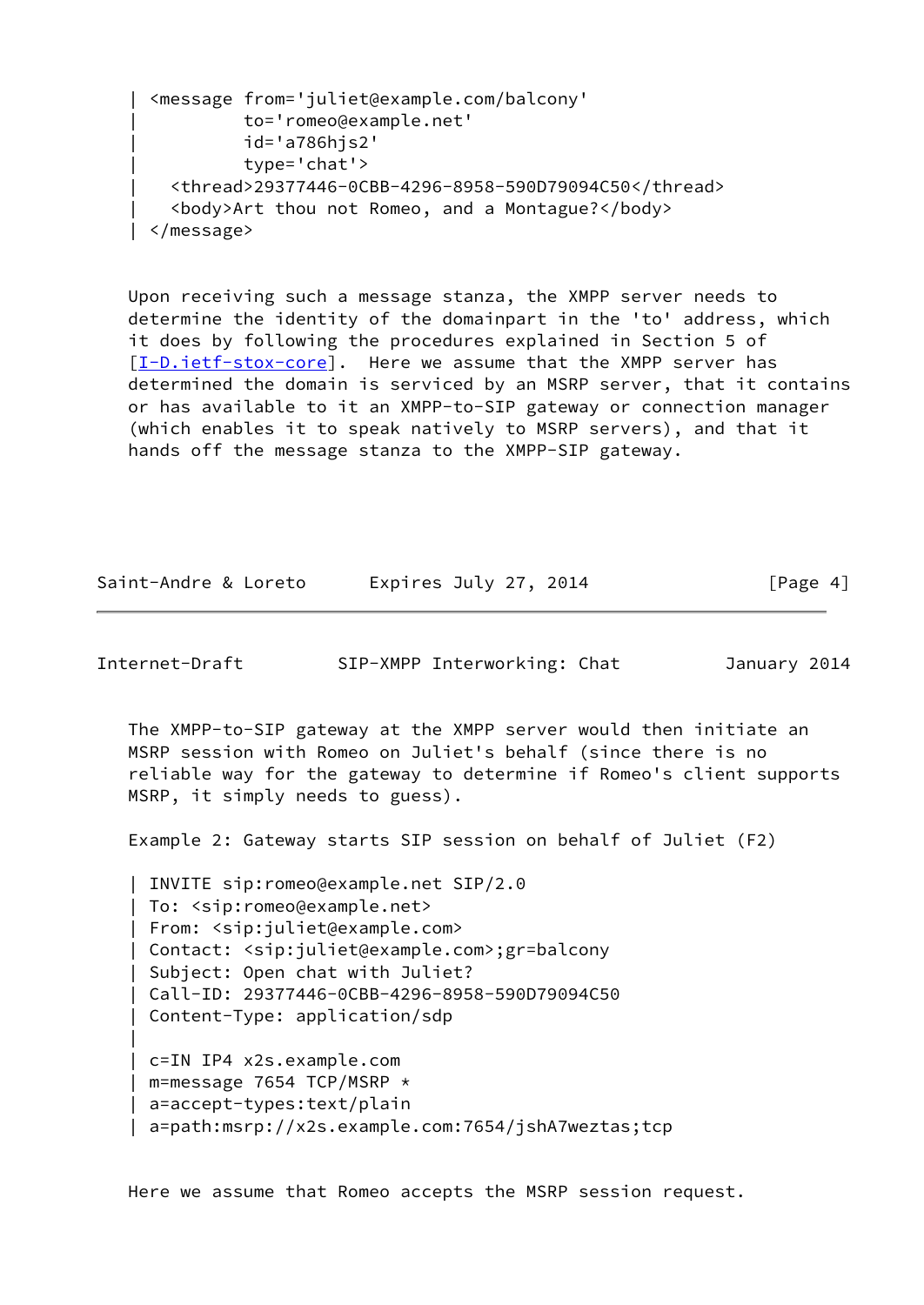```
| <message from='juliet@example.com/balcony'
|          to='romeo@example.net'
|          id='a786hjs2'
|          type='chat'>
|   <thread>29377446-0CBB-4296-8958-590D79094C50</thread>
|   <body>Art thou not Romeo, and a Montague?</body>
| </message>
```

Upon receiving such a message stanza, the XMPP server needs to determine the identity of the domainpart in the 'to' address, which it does by following the procedures explained in Section 5 of [I-D.ietf-stox-core]. Here we assume that the XMPP server has determined the domain is serviced by an MSRP server, that it contains or has available to it an XMPP-to-SIP gateway or connection manager (which enables it to speak natively to MSRP servers), and that it hands off the message stanza to the XMPP-SIP gateway.

The XMPP-to-SIP gateway at the XMPP server would then initiate an MSRP session with Romeo on Juliet's behalf (since there is no reliable way for the gateway to determine if Romeo's client supports MSRP, it simply needs to guess).

Example 2: Gateway starts SIP session on behalf of Juliet (F2)

```
| INVITE sip:romeo@example.net SIP/2.0
| To: <sip:romeo@example.net>
| From: <sip:juliet@example.com>
| Contact: <sip:juliet@example.com>;gr=balcony
| Subject: Open chat with Juliet?
| Call-ID: 29377446-0CBB-4296-8958-590D79094C50
| Content-Type: application/sdp
|
| c=IN IP4 x2s.example.com
| m=message 7654 TCP/MSRP *
| a=accept-types:text/plain
| a=path:msrp://x2s.example.com:7654/jshA7weztas;tcp
```

Here we assume that Romeo accepts the MSRP session request.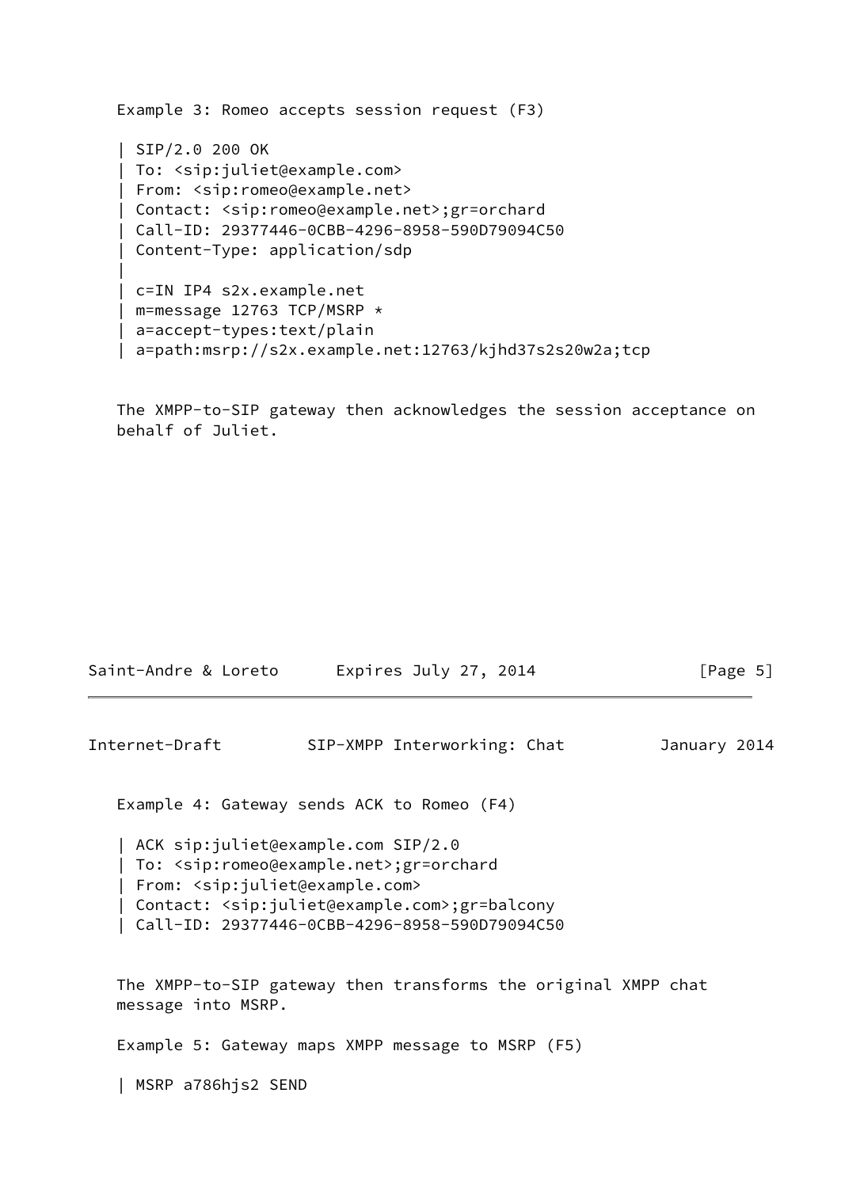Example 3: Romeo accepts session request (F3)

```
| SIP/2.0 200 OK
| To: <sip:juliet@example.com>
| From: <sip:romeo@example.net>
| Contact: <sip:romeo@example.net>;gr=orchard
| Call-ID: 29377446-0CBB-4296-8958-590D79094C50
| Content-Type: application/sdp
|
| c=IN IP4 s2x.example.net
| m=message 12763 TCP/MSRP *
| a=accept-types:text/plain
| a=path:msrp://s2x.example.net:12763/kjhd37s2s20w2a;tcp
```

The XMPP-to-SIP gateway then acknowledges the session acceptance on behalf of Juliet.

Example 4: Gateway sends ACK to Romeo (F4)

```
| ACK sip:juliet@example.com SIP/2.0
| To: <sip:romeo@example.net>;gr=orchard
| From: <sip:juliet@example.com>
| Contact: <sip:juliet@example.com>;gr=balcony
| Call-ID: 29377446-0CBB-4296-8958-590D79094C50
```

The XMPP-to-SIP gateway then transforms the original XMPP chat message into MSRP.

Example 5: Gateway maps XMPP message to MSRP (F5)

```
| MSRP a786hjs2 SEND
```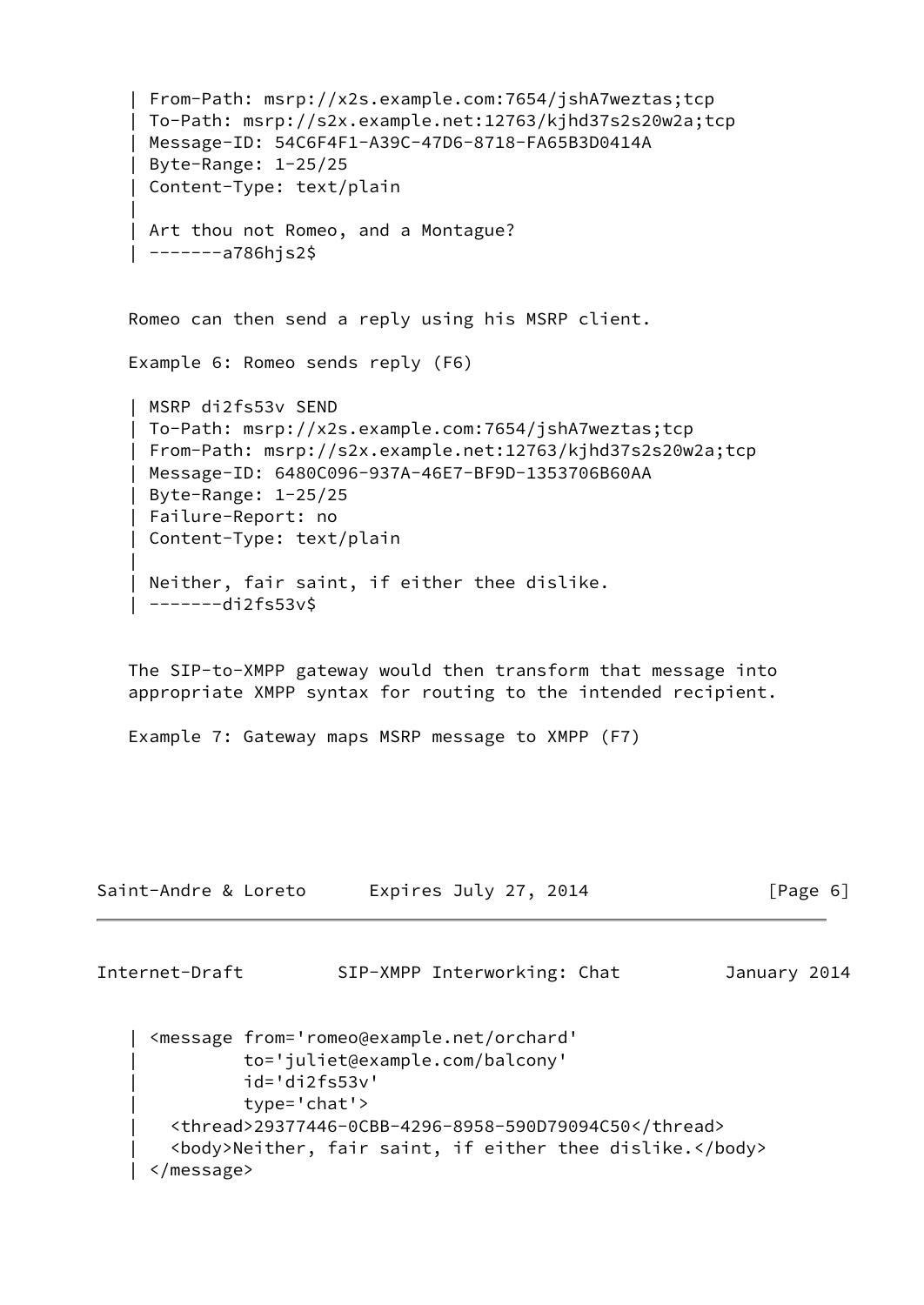```
| From-Path: msrp://x2s.example.com:7654/jshA7weztas;tcp
| To-Path: msrp://s2x.example.net:12763/kjhd37s2s20w2a;tcp
| Message-ID: 54C6F4F1-A39C-47D6-8718-FA65B3D0414A
| Byte-Range: 1-25/25
| Content-Type: text/plain
|
| Art thou not Romeo, and a Montague?
| -------a786hjs2$
```

Romeo can then send a reply using his MSRP client.

Example 6: Romeo sends reply (F6)

```
| MSRP di2fs53v SEND
| To-Path: msrp://x2s.example.com:7654/jshA7weztas;tcp
| From-Path: msrp://s2x.example.net:12763/kjhd37s2s20w2a;tcp
| Message-ID: 6480C096-937A-46E7-BF9D-1353706B60AA
| Byte-Range: 1-25/25
| Failure-Report: no
| Content-Type: text/plain
|
| Neither, fair saint, if either thee dislike.
| -------di2fs53v$
```

The SIP-to-XMPP gateway would then transform that message into appropriate XMPP syntax for routing to the intended recipient.

Example 7: Gateway maps MSRP message to XMPP (F7)

```
| <message from='romeo@example.net/orchard'
|          to='juliet@example.com/balcony'
|          id='di2fs53v'
|          type='chat'>
|   <thread>29377446-0CBB-4296-8958-590D79094C50</thread>
|   <body>Neither, fair saint, if either thee dislike.</body>
| </message>
```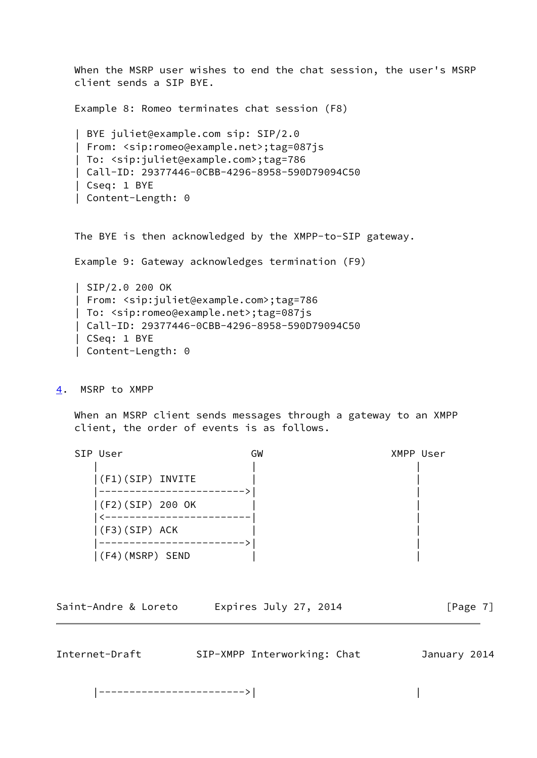When the MSRP user wishes to end the chat session, the user's MSRP client sends a SIP BYE.

Example 8: Romeo terminates chat session (F8)

```
| BYE juliet@example.com sip: SIP/2.0
| From: <sip:romeo@example.net>;tag=087js
| To: <sip:juliet@example.com>;tag=786
| Call-ID: 29377446-0CBB-4296-8958-590D79094C50
| Cseq: 1 BYE
| Content-Length: 0
```

The BYE is then acknowledged by the XMPP-to-SIP gateway.

Example 9: Gateway acknowledges termination (F9)

```
| SIP/2.0 200 OK
| From: <sip:juliet@example.com>;tag=786
| To: <sip:romeo@example.net>;tag=087js
| Call-ID: 29377446-0CBB-4296-8958-590D79094C50
| CSeq: 1 BYE
| Content-Length: 0
```

## 4. MSRP to XMPP

When an MSRP client sends messages through a gateway to an XMPP client, the order of events is as follows.

```
SIP User                    GW                    XMPP User
   |                        |                         |
   |(F1)(SIP) INVITE        |                         |
   |----------------------->|                         |
   |(F2)(SIP) 200 OK        |                         |
   |<-----------------------|                         |
   |(F3)(SIP) ACK           |                         |
   |----------------------->|                         |
   |(F4)(MSRP) SEND         |                         |
   |----------------------->|                         |
```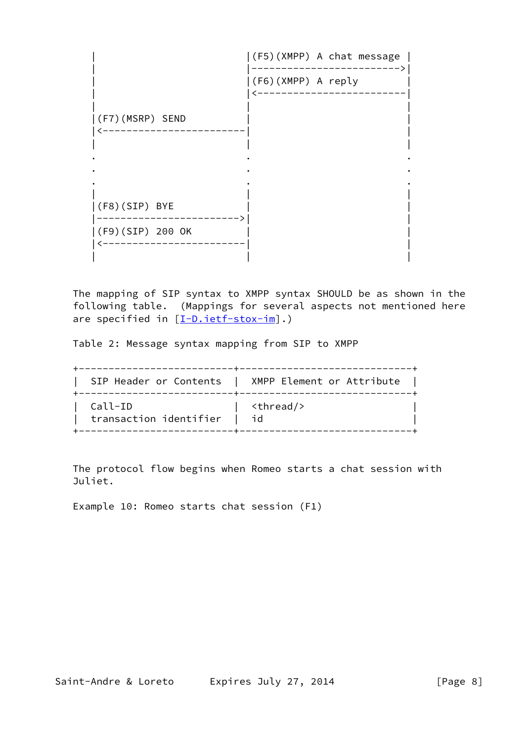```
   |                         |(F5)(XMPP) A chat message |
   |                         |------------------------->|
   |                         |(F6)(XMPP) A reply        |
   |                         |<-------------------------|
   |                         |                          |
   |(F7)(MSRP) SEND          |                          |
   |<------------------------|                          |
   |                         |                          |
   .                         .                          .
   .                         .                          .
   .                         .                          .
   |                         |                          |
   |(F8)(SIP) BYE            |                          |
   |------------------------>|                          |
   |(F9)(SIP) 200 OK         |                          |
   |<------------------------|                          |
   |                         |                          |
```

The mapping of SIP syntax to XMPP syntax SHOULD be as shown in the following table. (Mappings for several aspects not mentioned here are specified in [I-D.ietf-stox-im].)

Table 2: Message syntax mapping from SIP to XMPP

| SIP Header or Contents | XMPP Element or Attribute |
| --- | --- |
| Call-ID | <thread/> |
| transaction identifier | id |

The protocol flow begins when Romeo starts a chat session with Juliet.

Example 10: Romeo starts chat session (F1)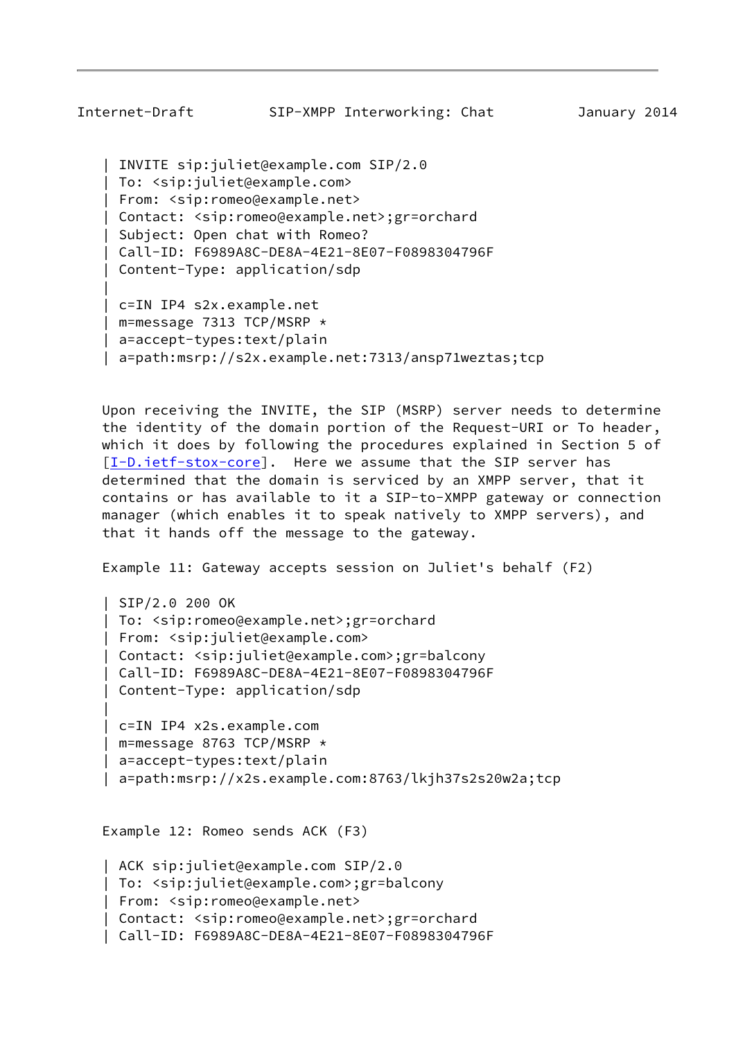```
| INVITE sip:juliet@example.com SIP/2.0
| To: <sip:juliet@example.com>
| From: <sip:romeo@example.net>
| Contact: <sip:romeo@example.net>;gr=orchard
| Subject: Open chat with Romeo?
| Call-ID: F6989A8C-DE8A-4E21-8E07-F0898304796F
| Content-Type: application/sdp
|
| c=IN IP4 s2x.example.net
| m=message 7313 TCP/MSRP *
| a=accept-types:text/plain
| a=path:msrp://s2x.example.net:7313/ansp71weztas;tcp
```

Upon receiving the INVITE, the SIP (MSRP) server needs to determine the identity of the domain portion of the Request-URI or To header, which it does by following the procedures explained in Section 5 of [I-D.ietf-stox-core]. Here we assume that the SIP server has determined that the domain is serviced by an XMPP server, that it contains or has available to it a SIP-to-XMPP gateway or connection manager (which enables it to speak natively to XMPP servers), and that it hands off the message to the gateway.

Example 11: Gateway accepts session on Juliet's behalf (F2)

```
| SIP/2.0 200 OK
| To: <sip:romeo@example.net>;gr=orchard
| From: <sip:juliet@example.com>
| Contact: <sip:juliet@example.com>;gr=balcony
| Call-ID: F6989A8C-DE8A-4E21-8E07-F0898304796F
| Content-Type: application/sdp
|
| c=IN IP4 x2s.example.com
| m=message 8763 TCP/MSRP *
| a=accept-types:text/plain
| a=path:msrp://x2s.example.com:8763/lkjh37s2s20w2a;tcp
```

Example 12: Romeo sends ACK (F3)

```
| ACK sip:juliet@example.com SIP/2.0
| To: <sip:juliet@example.com>;gr=balcony
| From: <sip:romeo@example.net>
| Contact: <sip:romeo@example.net>;gr=orchard
| Call-ID: F6989A8C-DE8A-4E21-8E07-F0898304796F
```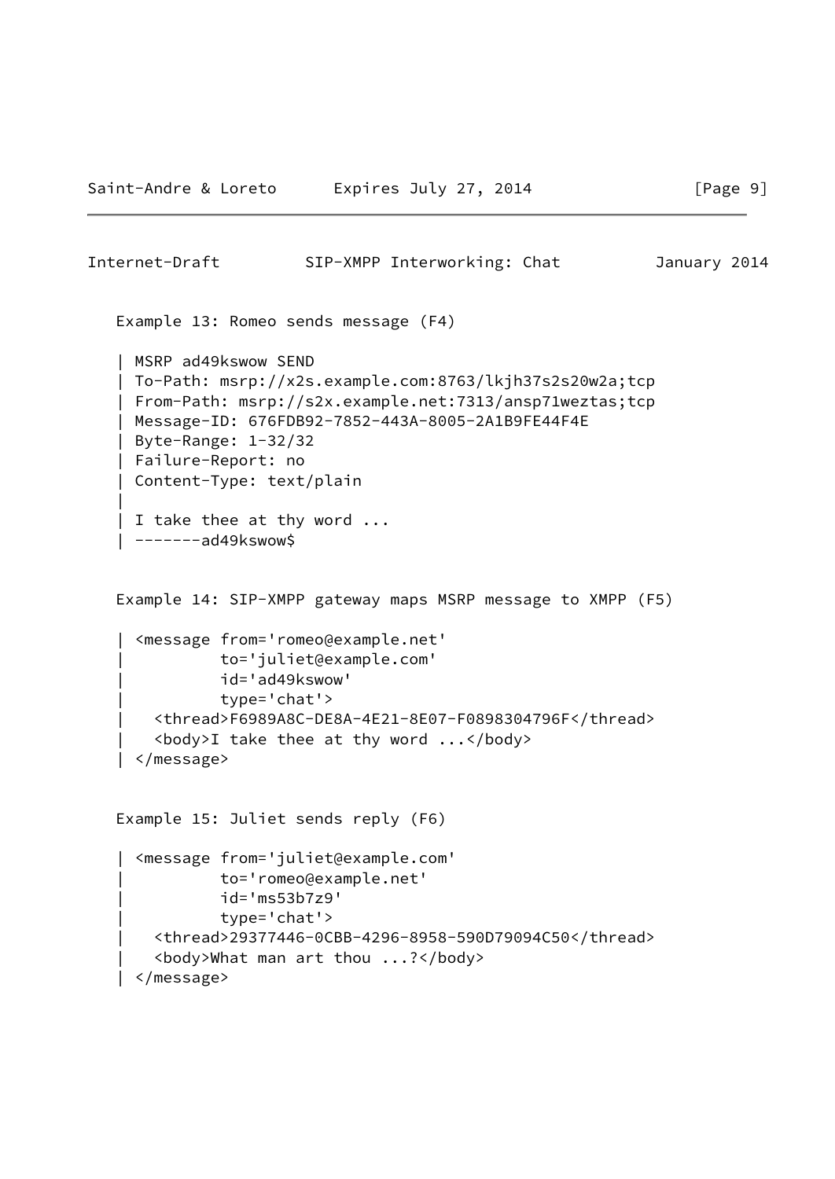Example 13: Romeo sends message (F4)

```
| MSRP ad49kswow SEND
| To-Path: msrp://x2s.example.com:8763/lkjh37s2s20w2a;tcp
| From-Path: msrp://s2x.example.net:7313/ansp71weztas;tcp
| Message-ID: 676FDB92-7852-443A-8005-2A1B9FE44F4E
| Byte-Range: 1-32/32
| Failure-Report: no
| Content-Type: text/plain
|
| I take thee at thy word ...
| -------ad49kswow$
```

Example 14: SIP-XMPP gateway maps MSRP message to XMPP (F5)

```
| <message from='romeo@example.net'
|          to='juliet@example.com'
|          id='ad49kswow'
|          type='chat'>
|   <thread>F6989A8C-DE8A-4E21-8E07-F0898304796F</thread>
|   <body>I take thee at thy word ...</body>
| </message>
```

Example 15: Juliet sends reply (F6)

```
| <message from='juliet@example.com'
|          to='romeo@example.net'
|          id='ms53b7z9'
|          type='chat'>
|   <thread>29377446-0CBB-4296-8958-590D79094C50</thread>
|   <body>What man art thou ...?</body>
| </message>
```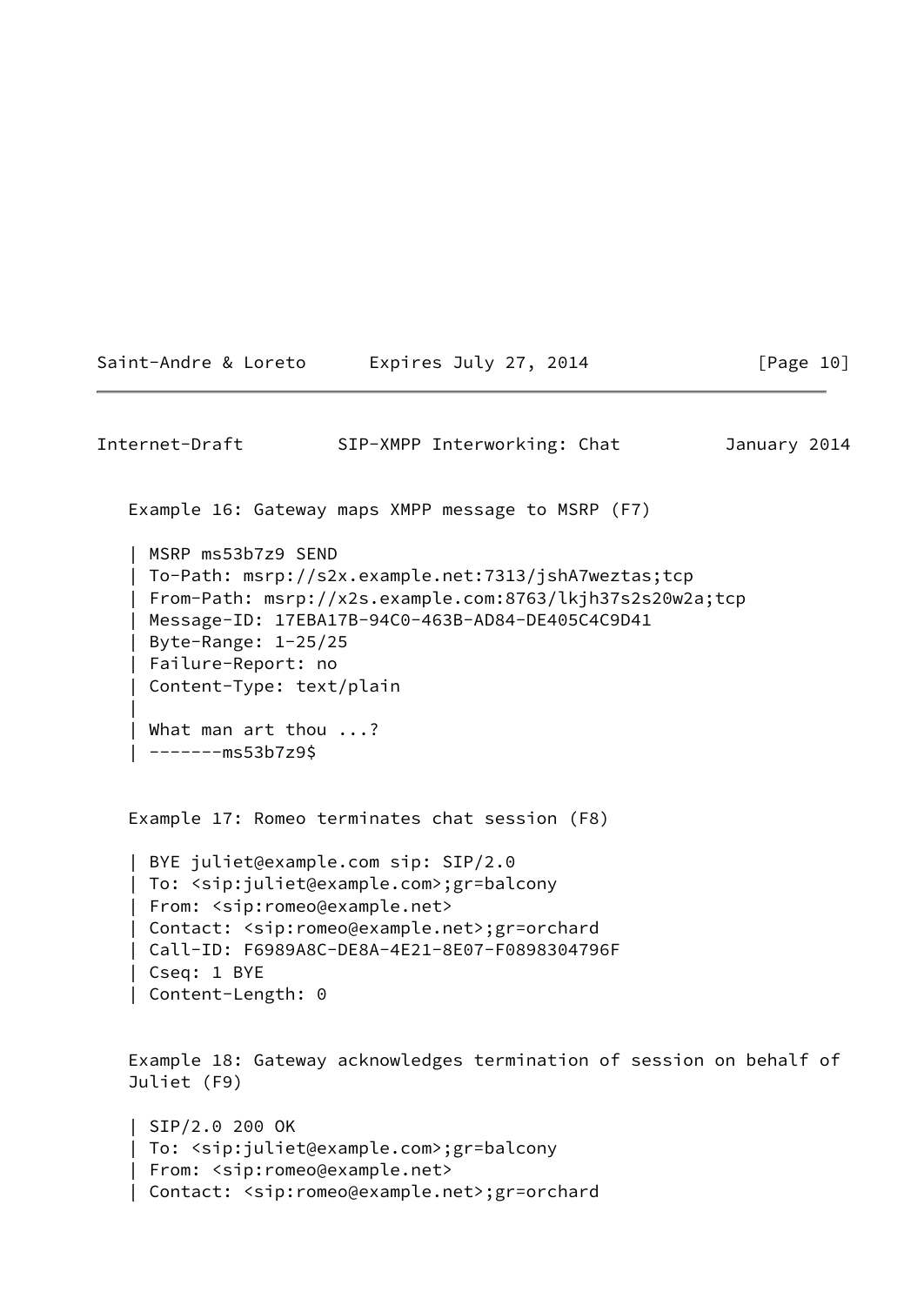Example 16: Gateway maps XMPP message to MSRP (F7)

```
| MSRP ms53b7z9 SEND
| To-Path: msrp://s2x.example.net:7313/jshA7weztas;tcp
| From-Path: msrp://x2s.example.com:8763/lkjh37s2s20w2a;tcp
| Message-ID: 17EBA17B-94C0-463B-AD84-DE405C4C9D41
| Byte-Range: 1-25/25
| Failure-Report: no
| Content-Type: text/plain
|
| What man art thou ...?
| -------ms53b7z9$
```

Example 17: Romeo terminates chat session (F8)

```
| BYE juliet@example.com sip: SIP/2.0
| To: <sip:juliet@example.com>;gr=balcony
| From: <sip:romeo@example.net>
| Contact: <sip:romeo@example.net>;gr=orchard
| Call-ID: F6989A8C-DE8A-4E21-8E07-F0898304796F
| Cseq: 1 BYE
| Content-Length: 0
```

Example 18: Gateway acknowledges termination of session on behalf of Juliet (F9)

```
| SIP/2.0 200 OK
| To: <sip:juliet@example.com>;gr=balcony
| From: <sip:romeo@example.net>
| Contact: <sip:romeo@example.net>;gr=orchard
```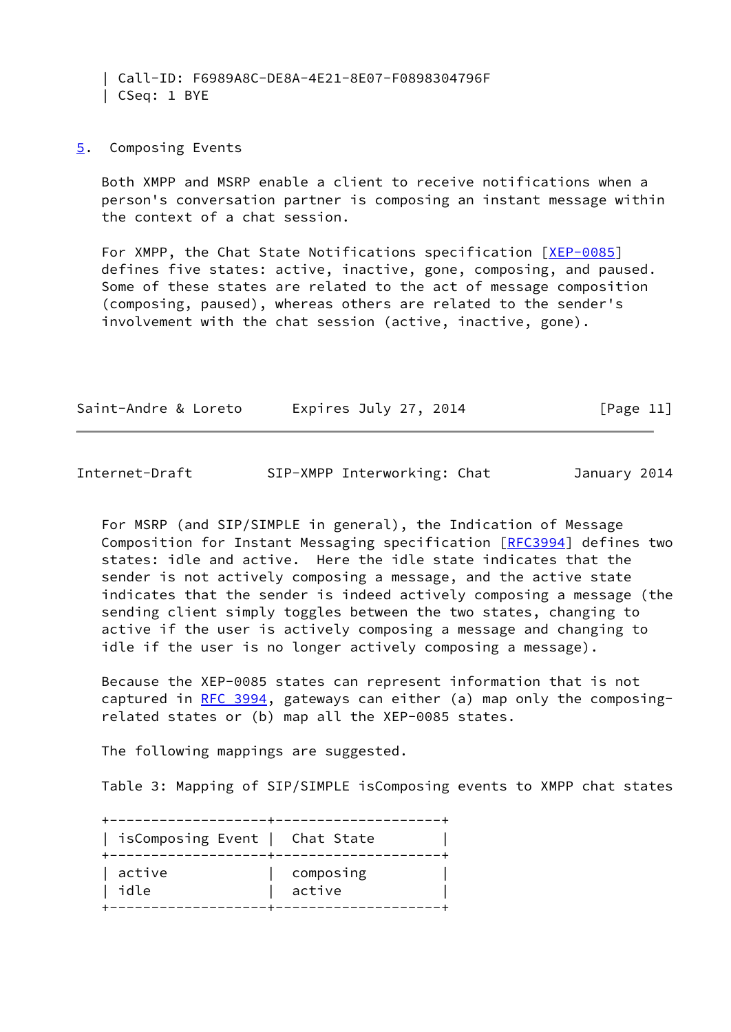```
| Call-ID: F6989A8C-DE8A-4E21-8E07-F0898304796F
| CSeq: 1 BYE
```

## 5. Composing Events

Both XMPP and MSRP enable a client to receive notifications when a person's conversation partner is composing an instant message within the context of a chat session.

For XMPP, the Chat State Notifications specification [XEP-0085] defines five states: active, inactive, gone, composing, and paused. Some of these states are related to the act of message composition (composing, paused), whereas others are related to the sender's involvement with the chat session (active, inactive, gone).

For MSRP (and SIP/SIMPLE in general), the Indication of Message Composition for Instant Messaging specification [RFC3994] defines two states: idle and active. Here the idle state indicates that the sender is not actively composing a message, and the active state indicates that the sender is indeed actively composing a message (the sending client simply toggles between the two states, changing to active if the user is actively composing a message and changing to idle if the user is no longer actively composing a message).

Because the XEP-0085 states can represent information that is not captured in RFC 3994, gateways can either (a) map only the composing-related states or (b) map all the XEP-0085 states.

The following mappings are suggested.

Table 3: Mapping of SIP/SIMPLE isComposing events to XMPP chat states

| isComposing Event | Chat State |
|---|---|
| active | composing |
| idle | active |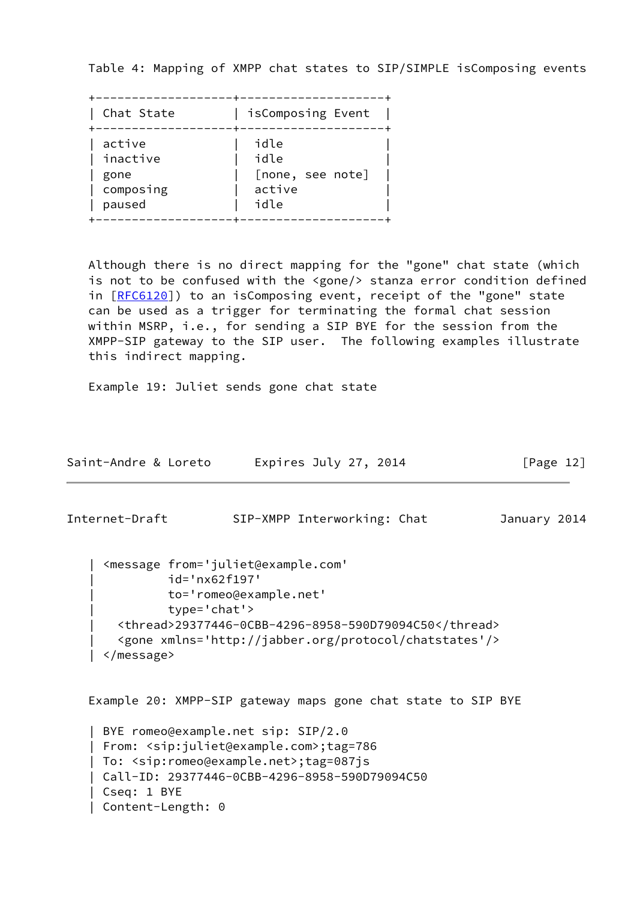Table 4: Mapping of XMPP chat states to SIP/SIMPLE isComposing events

| Chat State | isComposing Event |
| --- | --- |
| active | idle |
| inactive | idle |
| gone | [none, see note] |
| composing | active |
| paused | idle |

Although there is no direct mapping for the "gone" chat state (which is not to be confused with the <gone/> stanza error condition defined in [RFC6120]) to an isComposing event, receipt of the "gone" state can be used as a trigger for terminating the formal chat session within MSRP, i.e., for sending a SIP BYE for the session from the XMPP-SIP gateway to the SIP user. The following examples illustrate this indirect mapping.

Example 19: Juliet sends gone chat state

```
| <message from='juliet@example.com'
|          id='nx62f197'
|          to='romeo@example.net'
|          type='chat'>
|   <thread>29377446-0CBB-4296-8958-590D79094C50</thread>
|   <gone xmlns='http://jabber.org/protocol/chatstates'/>
| </message>
```

Example 20: XMPP-SIP gateway maps gone chat state to SIP BYE

```
| BYE romeo@example.net sip: SIP/2.0
| From: <sip:juliet@example.com>;tag=786
| To: <sip:romeo@example.net>;tag=087js
| Call-ID: 29377446-0CBB-4296-8958-590D79094C50
| Cseq: 1 BYE
| Content-Length: 0
```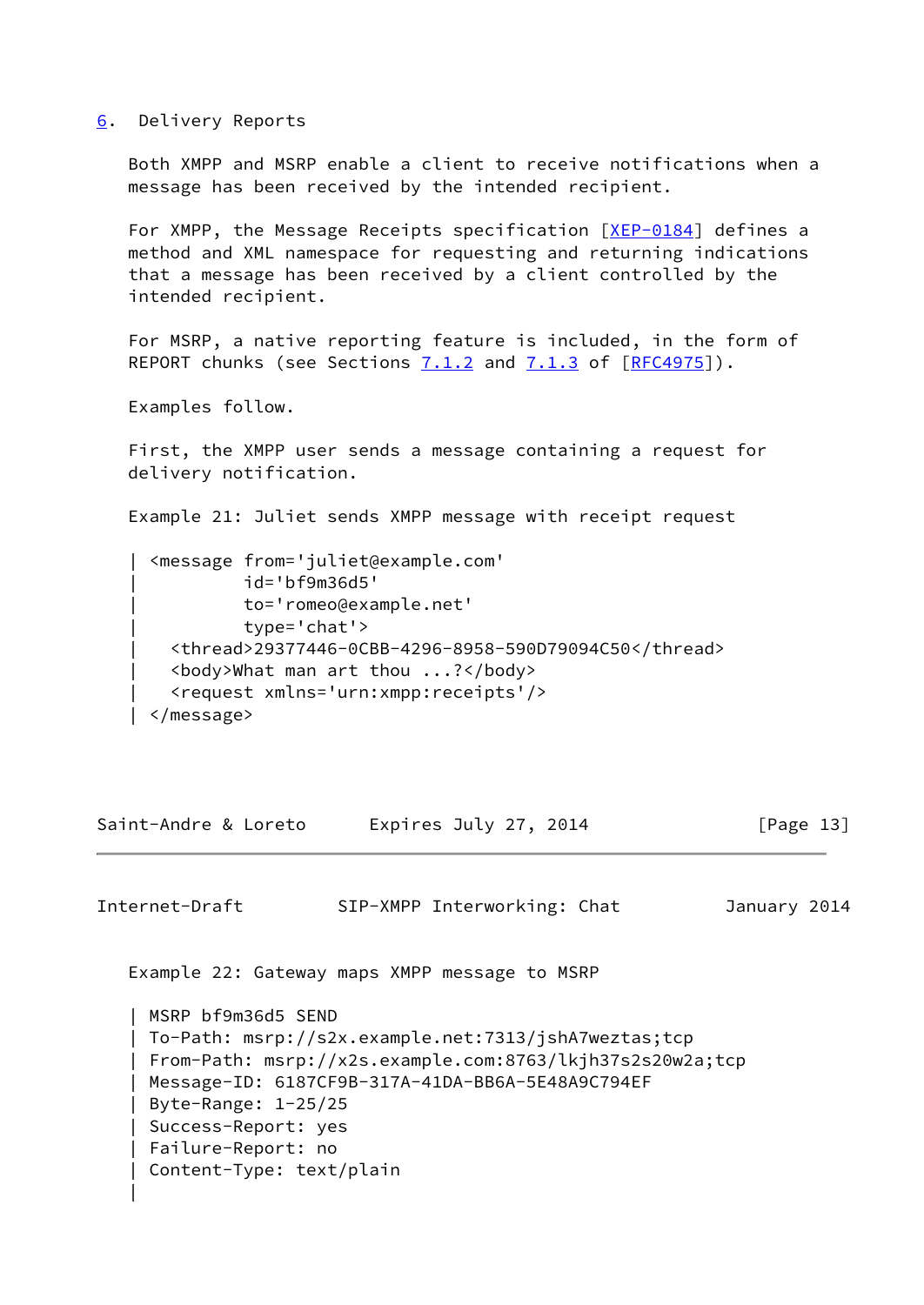## 6. Delivery Reports

Both XMPP and MSRP enable a client to receive notifications when a message has been received by the intended recipient.

For XMPP, the Message Receipts specification [XEP-0184] defines a method and XML namespace for requesting and returning indications that a message has been received by a client controlled by the intended recipient.

For MSRP, a native reporting feature is included, in the form of REPORT chunks (see Sections 7.1.2 and 7.1.3 of [RFC4975]).

Examples follow.

First, the XMPP user sends a message containing a request for delivery notification.

Example 21: Juliet sends XMPP message with receipt request

```
| <message from='juliet@example.com'
|          id='bf9m36d5'
|          to='romeo@example.net'
|          type='chat'>
|   <thread>29377446-0CBB-4296-8958-590D79094C50</thread>
|   <body>What man art thou ...?</body>
|   <request xmlns='urn:xmpp:receipts'/>
| </message>
```

Example 22: Gateway maps XMPP message to MSRP

```
| MSRP bf9m36d5 SEND
| To-Path: msrp://s2x.example.net:7313/jshA7weztas;tcp
| From-Path: msrp://x2s.example.com:8763/lkjh37s2s20w2a;tcp
| Message-ID: 6187CF9B-317A-41DA-BB6A-5E48A9C794EF
| Byte-Range: 1-25/25
| Success-Report: yes
| Failure-Report: no
| Content-Type: text/plain
|
```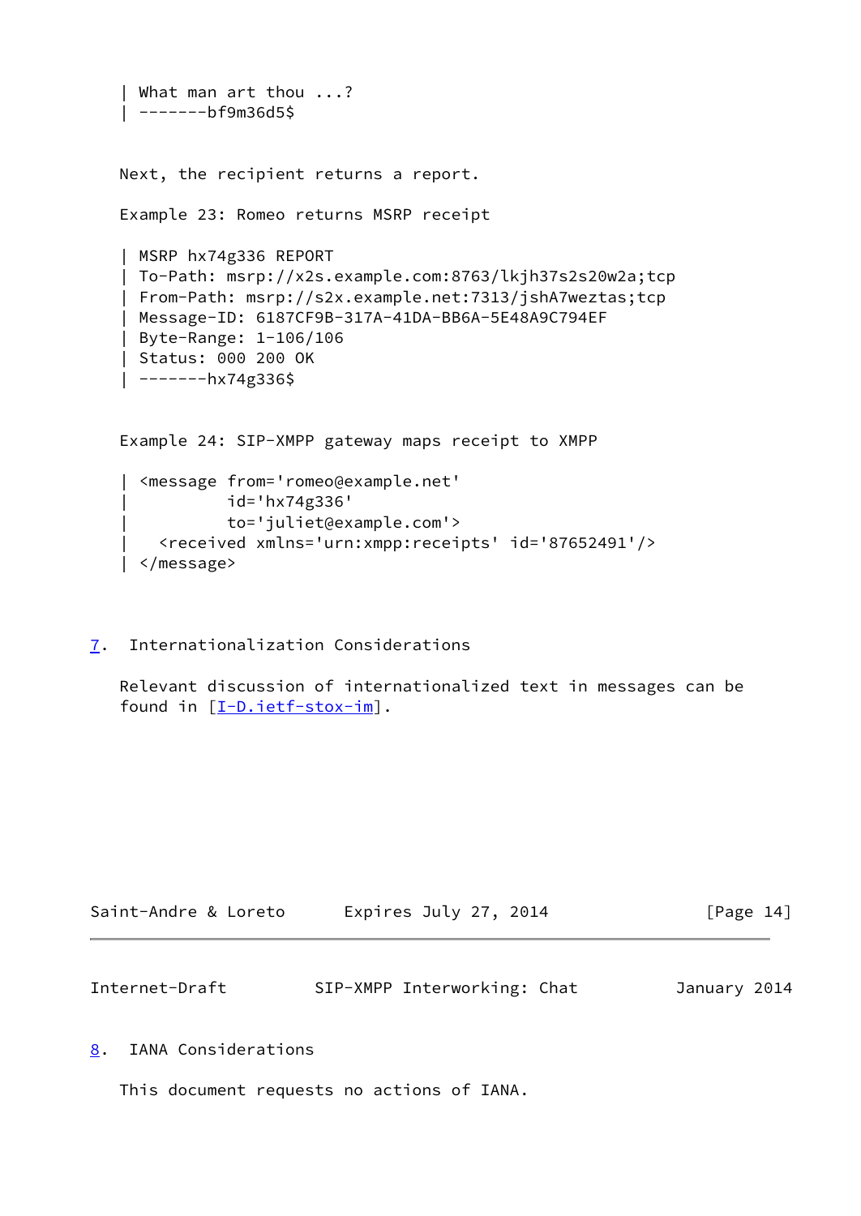```
| What man art thou ...?
| -------bf9m36d5$
```

Next, the recipient returns a report.

Example 23: Romeo returns MSRP receipt

```
| MSRP hx74g336 REPORT
| To-Path: msrp://x2s.example.com:8763/lkjh37s2s20w2a;tcp
| From-Path: msrp://s2x.example.net:7313/jshA7weztas;tcp
| Message-ID: 6187CF9B-317A-41DA-BB6A-5E48A9C794EF
| Byte-Range: 1-106/106
| Status: 000 200 OK
| -------hx74g336$
```

Example 24: SIP-XMPP gateway maps receipt to XMPP

```
| <message from='romeo@example.net'
|          id='hx74g336'
|          to='juliet@example.com'>
|   <received xmlns='urn:xmpp:receipts' id='87652491'/>
| </message>
```

## 7. Internationalization Considerations

Relevant discussion of internationalized text in messages can be found in [I-D.ietf-stox-im].

## 8. IANA Considerations

This document requests no actions of IANA.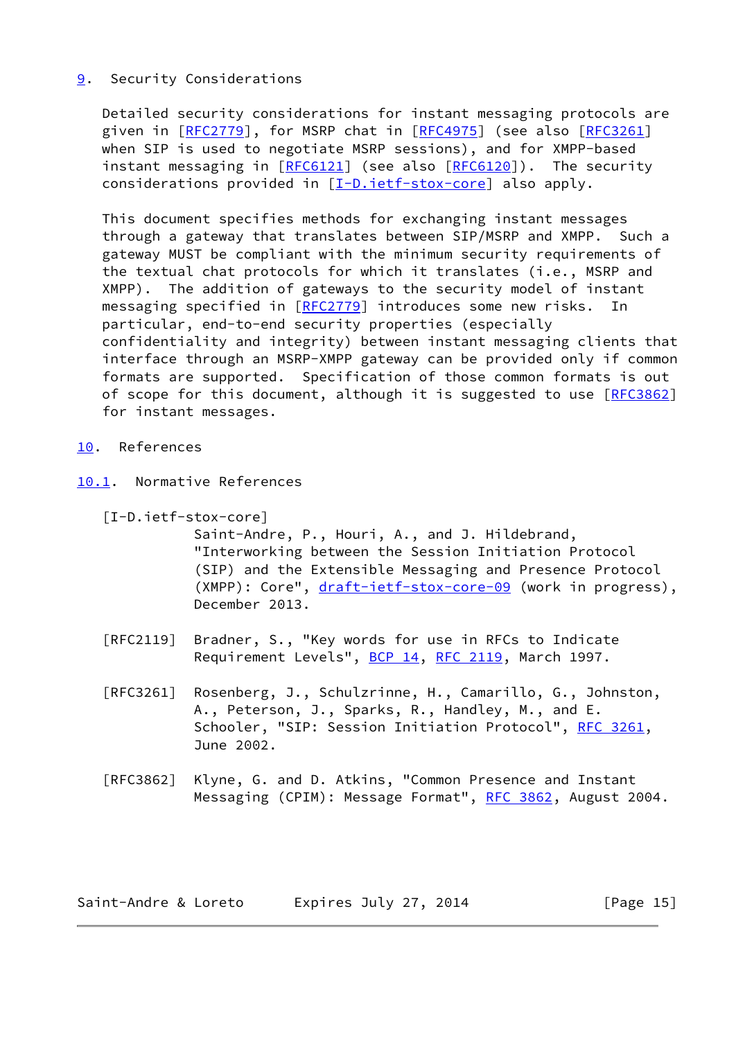## 9. Security Considerations

Detailed security considerations for instant messaging protocols are given in [RFC2779], for MSRP chat in [RFC4975] (see also [RFC3261] when SIP is used to negotiate MSRP sessions), and for XMPP-based instant messaging in [RFC6121] (see also [RFC6120]). The security considerations provided in [I-D.ietf-stox-core] also apply.

This document specifies methods for exchanging instant messages through a gateway that translates between SIP/MSRP and XMPP. Such a gateway MUST be compliant with the minimum security requirements of the textual chat protocols for which it translates (i.e., MSRP and XMPP). The addition of gateways to the security model of instant messaging specified in [RFC2779] introduces some new risks. In particular, end-to-end security properties (especially confidentiality and integrity) between instant messaging clients that interface through an MSRP-XMPP gateway can be provided only if common formats are supported. Specification of those common formats is out of scope for this document, although it is suggested to use [RFC3862] for instant messages.

## 10. References

### 10.1. Normative References

[I-D.ietf-stox-core]
Saint-Andre, P., Houri, A., and J. Hildebrand, "Interworking between the Session Initiation Protocol (SIP) and the Extensible Messaging and Presence Protocol (XMPP): Core", draft-ietf-stox-core-09 (work in progress), December 2013.

[RFC2119] Bradner, S., "Key words for use in RFCs to Indicate Requirement Levels", BCP 14, RFC 2119, March 1997.

[RFC3261] Rosenberg, J., Schulzrinne, H., Camarillo, G., Johnston, A., Peterson, J., Sparks, R., Handley, M., and E. Schooler, "SIP: Session Initiation Protocol", RFC 3261, June 2002.

[RFC3862] Klyne, G. and D. Atkins, "Common Presence and Instant Messaging (CPIM): Message Format", RFC 3862, August 2004.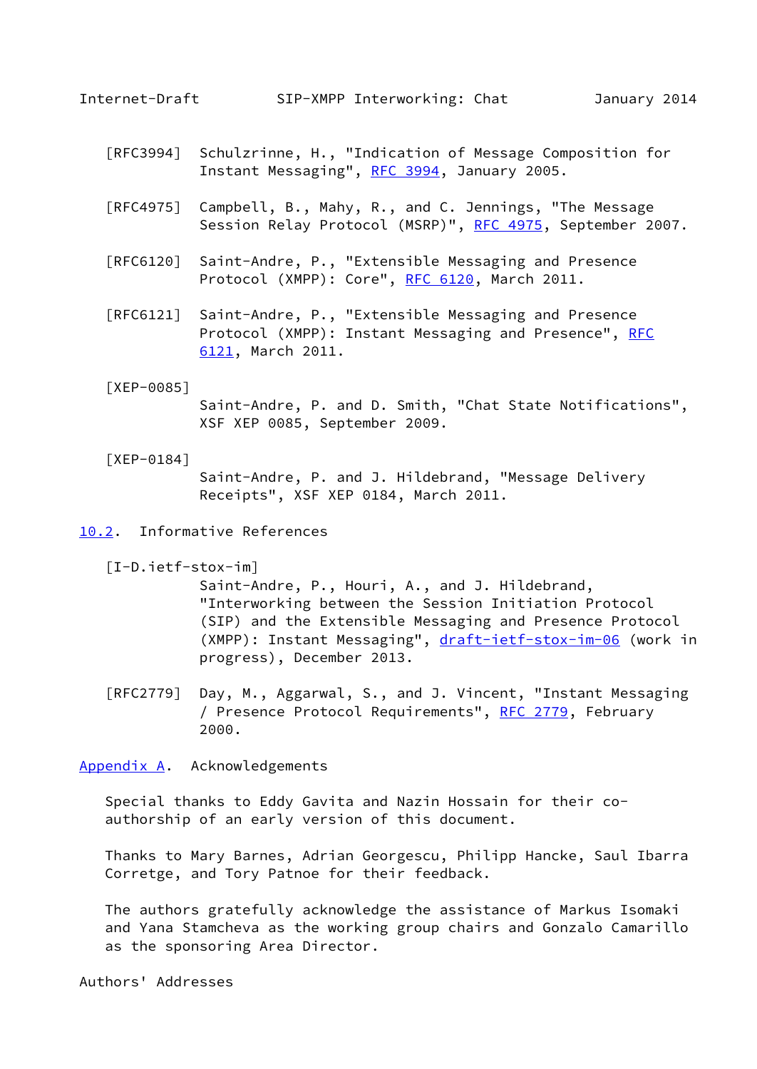[RFC3994] Schulzrinne, H., "Indication of Message Composition for Instant Messaging", RFC 3994, January 2005.

[RFC4975] Campbell, B., Mahy, R., and C. Jennings, "The Message Session Relay Protocol (MSRP)", RFC 4975, September 2007.

[RFC6120] Saint-Andre, P., "Extensible Messaging and Presence Protocol (XMPP): Core", RFC 6120, March 2011.

[RFC6121] Saint-Andre, P., "Extensible Messaging and Presence Protocol (XMPP): Instant Messaging and Presence", RFC 6121, March 2011.

[XEP-0085] Saint-Andre, P. and D. Smith, "Chat State Notifications", XSF XEP 0085, September 2009.

[XEP-0184] Saint-Andre, P. and J. Hildebrand, "Message Delivery Receipts", XSF XEP 0184, March 2011.

### 10.2. Informative References

[I-D.ietf-stox-im] Saint-Andre, P., Houri, A., and J. Hildebrand, "Interworking between the Session Initiation Protocol (SIP) and the Extensible Messaging and Presence Protocol (XMPP): Instant Messaging", draft-ietf-stox-im-06 (work in progress), December 2013.

[RFC2779] Day, M., Aggarwal, S., and J. Vincent, "Instant Messaging / Presence Protocol Requirements", RFC 2779, February 2000.

## Appendix A. Acknowledgements

Special thanks to Eddy Gavita and Nazin Hossain for their co-authorship of an early version of this document.

Thanks to Mary Barnes, Adrian Georgescu, Philipp Hancke, Saul Ibarra Corretge, and Tory Patnoe for their feedback.

The authors gratefully acknowledge the assistance of Markus Isomaki and Yana Stamcheva as the working group chairs and Gonzalo Camarillo as the sponsoring Area Director.

## Authors' Addresses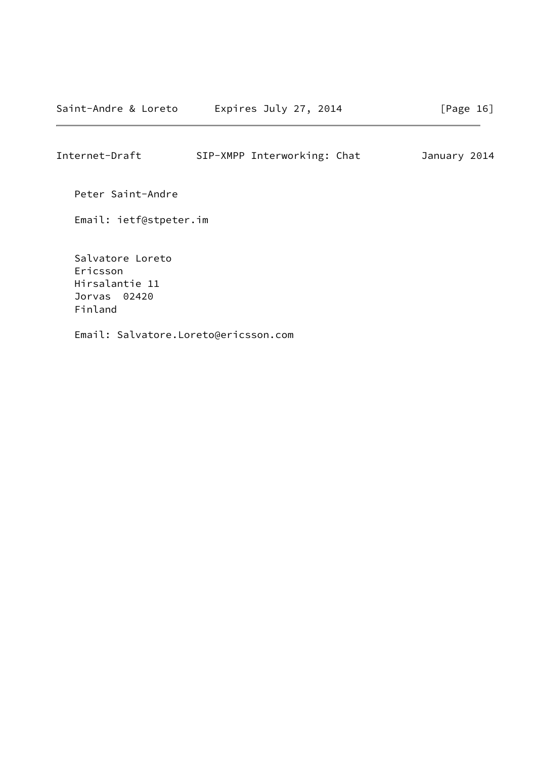Peter Saint-Andre

Email: ietf@stpeter.im

Salvatore Loreto
Ericsson
Hirsalantie 11
Jorvas  02420
Finland

Email: Salvatore.Loreto@ericsson.com